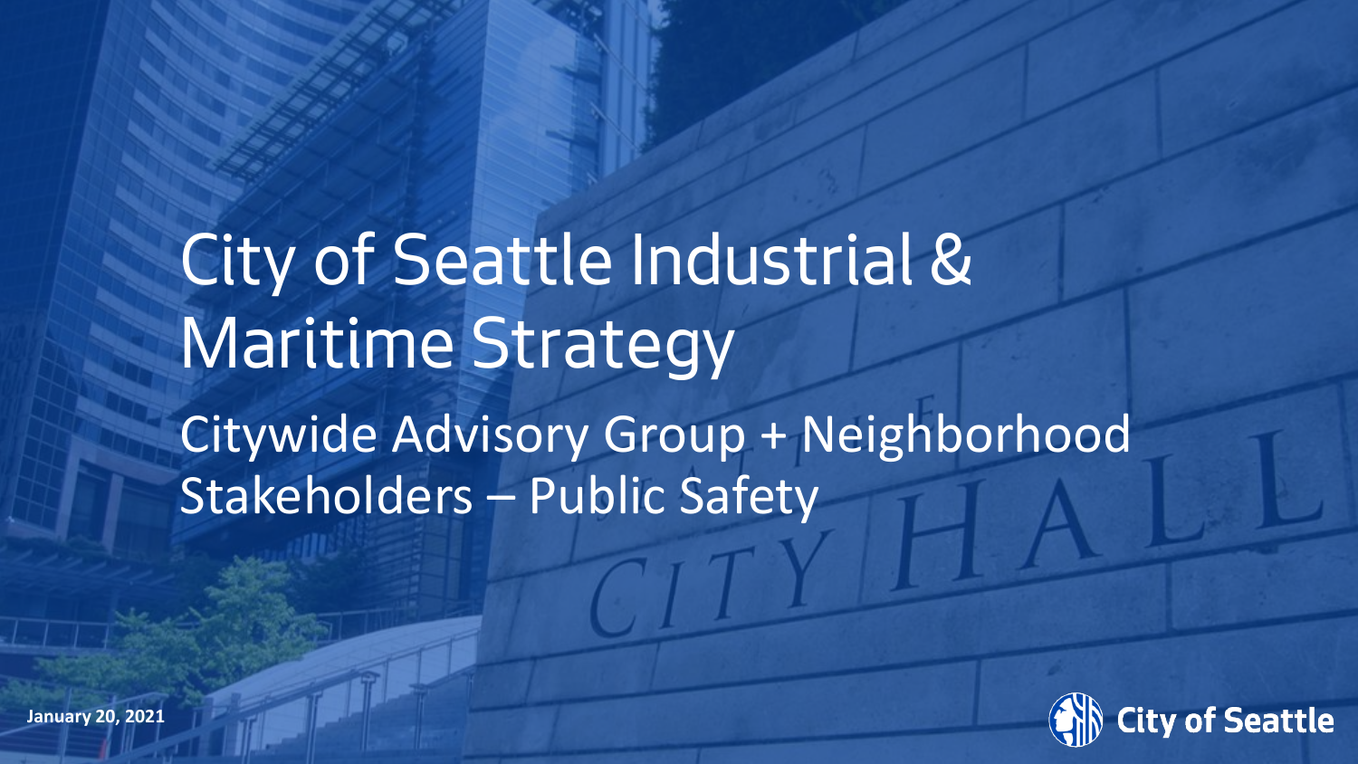# City of Seattle Industrial & Maritime Strategy

## Citywide Advisory Group + Neighborhood Stakeholders – Public Safety

**January 20, 2021**

City of Seattle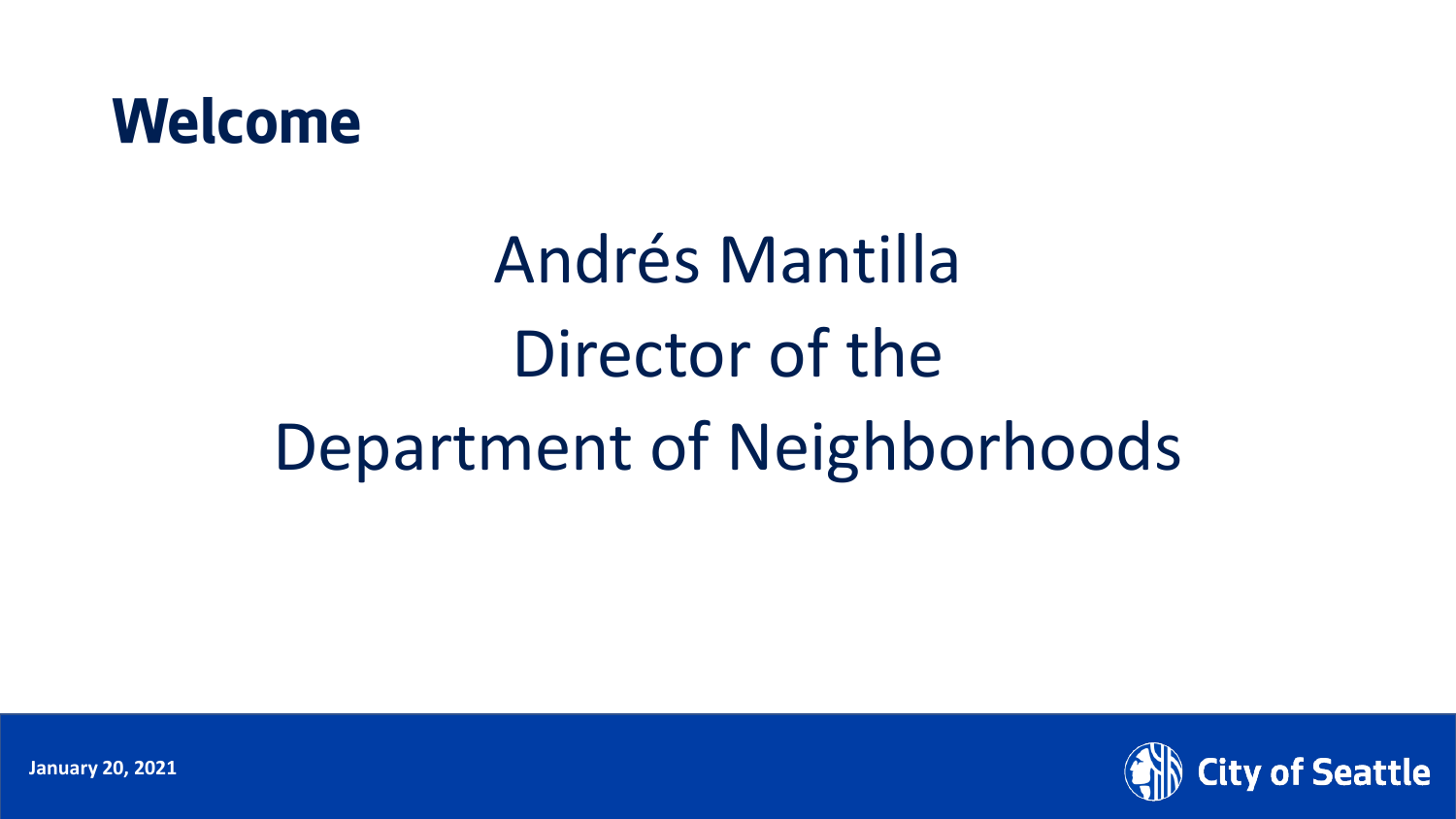# Welcome

Andrés Mantilla
Director of the
Department of Neighborhoods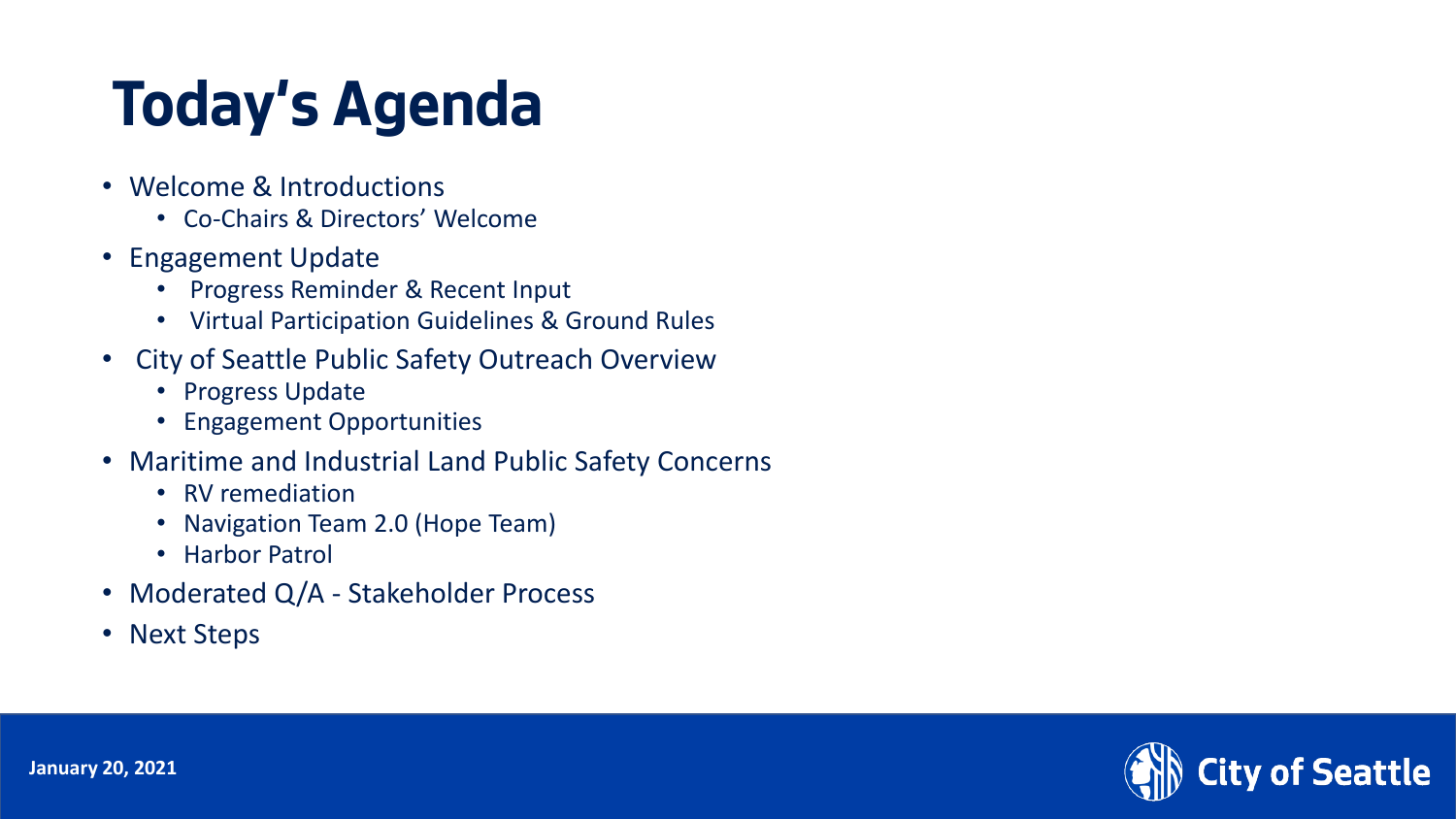# Today's Agenda

- Welcome & Introductions
  - Co-Chairs & Directors' Welcome
- Engagement Update
  - Progress Reminder & Recent Input
  - Virtual Participation Guidelines & Ground Rules
- City of Seattle Public Safety Outreach Overview
  - Progress Update
  - Engagement Opportunities
- Maritime and Industrial Land Public Safety Concerns
  - RV remediation
  - Navigation Team 2.0 (Hope Team)
  - Harbor Patrol
- Moderated Q/A - Stakeholder Process
- Next Steps

January 20, 2021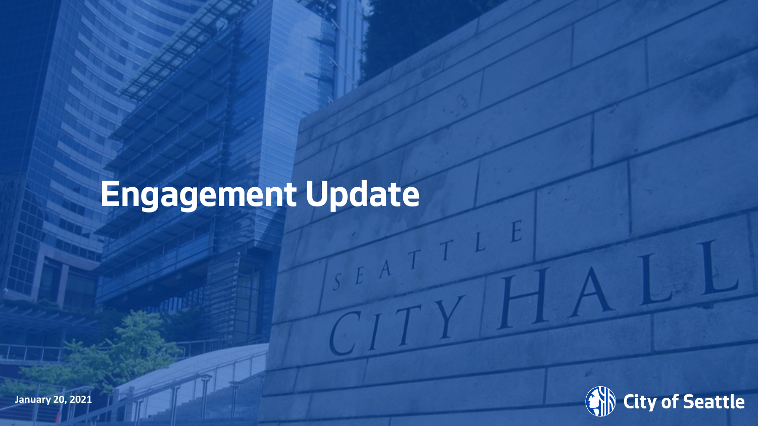# Engagement Update

January 20, 2021

City of Seattle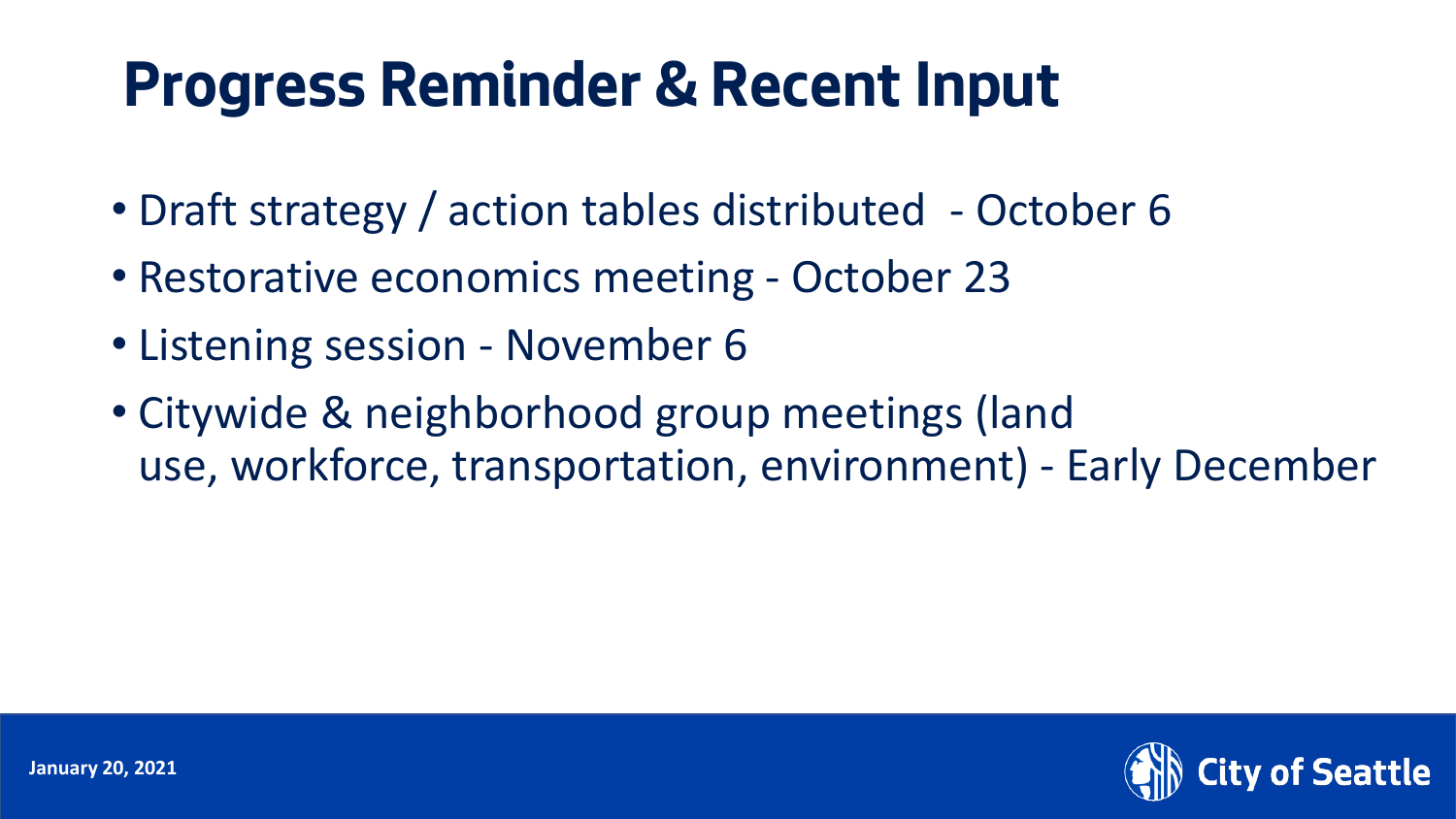# Progress Reminder & Recent Input

- Draft strategy / action tables distributed - October 6
- Restorative economics meeting - October 23
- Listening session - November 6
- Citywide & neighborhood group meetings (land use, workforce, transportation, environment) - Early December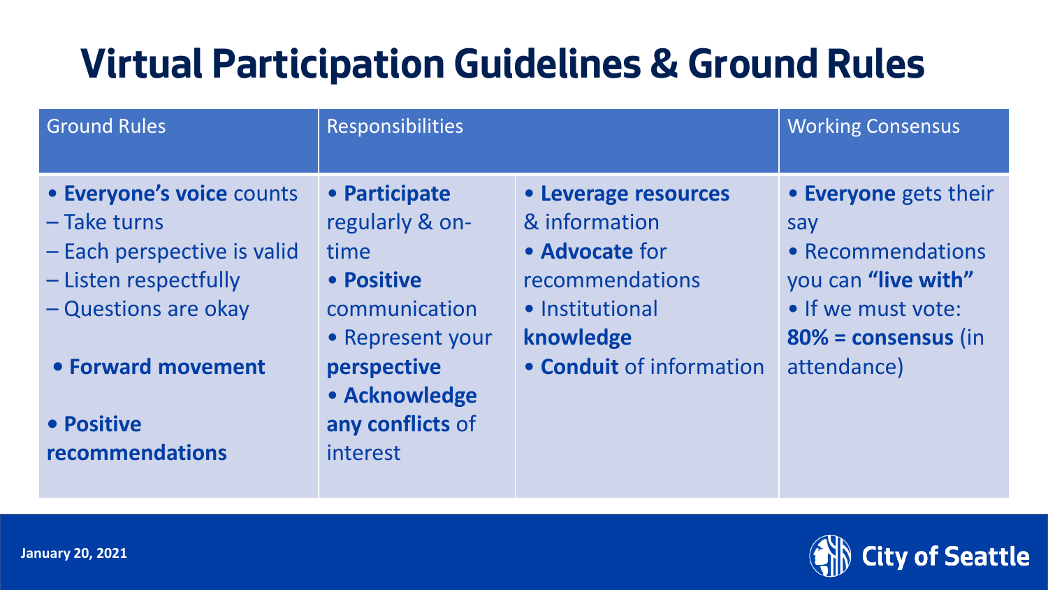# Virtual Participation Guidelines & Ground Rules

| Ground Rules | Responsibilities | | Working Consensus |
|---|---|---|---|
| • **Everyone's voice** counts<br>– Take turns<br>– Each perspective is valid<br>– Listen respectfully<br>– Questions are okay<br><br>• **Forward movement**<br><br>• **Positive recommendations** | • **Participate** regularly & on-time<br>• **Positive** communication<br>• Represent your **perspective**<br>• **Acknowledge any conflicts** of interest | • **Leverage resources** & information<br>• **Advocate** for recommendations<br>• Institutional **knowledge**<br>• **Conduit** of information | • **Everyone** gets their say<br>• Recommendations you can **"live with"**<br>• If we must vote: **80% = consensus** (in attendance) |

January 20, 2021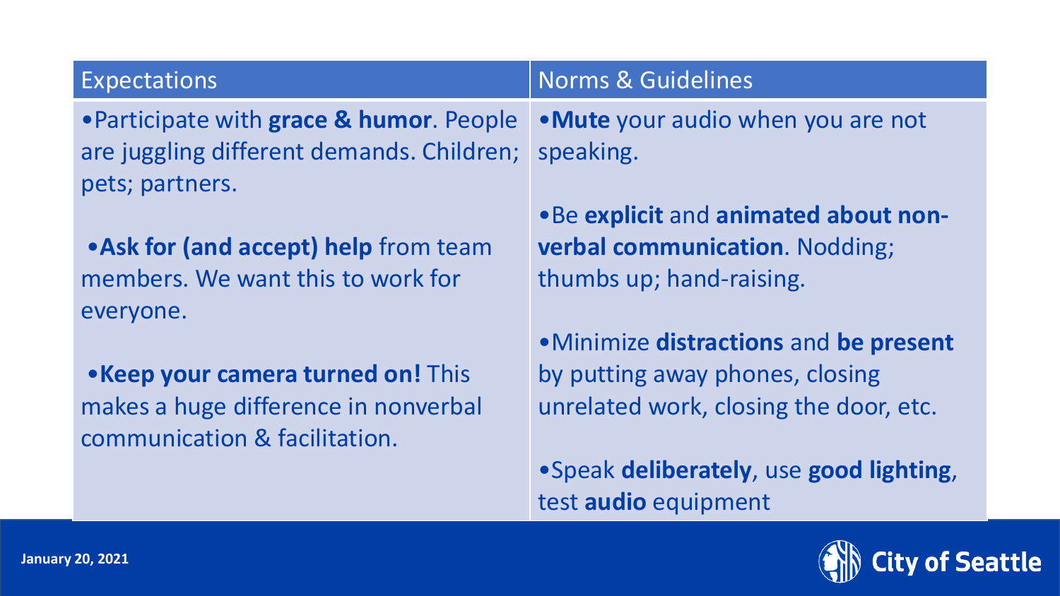| Expectations | Norms & Guidelines |
| --- | --- |
| • Participate with **grace & humor**. People are juggling different demands. Children; pets; partners.<br><br>• **Ask for (and accept) help** from team members. We want this to work for everyone.<br><br>• **Keep your camera turned on!** This makes a huge difference in nonverbal communication & facilitation. | • **Mute** your audio when you are not speaking.<br><br>• Be **explicit** and **animated about non-verbal communication**. Nodding; thumbs up; hand-raising.<br><br>• Minimize **distractions** and **be present** by putting away phones, closing unrelated work, closing the door, etc.<br><br>• Speak **deliberately**, use **good lighting**, test **audio** equipment |

January 20, 2021

City of Seattle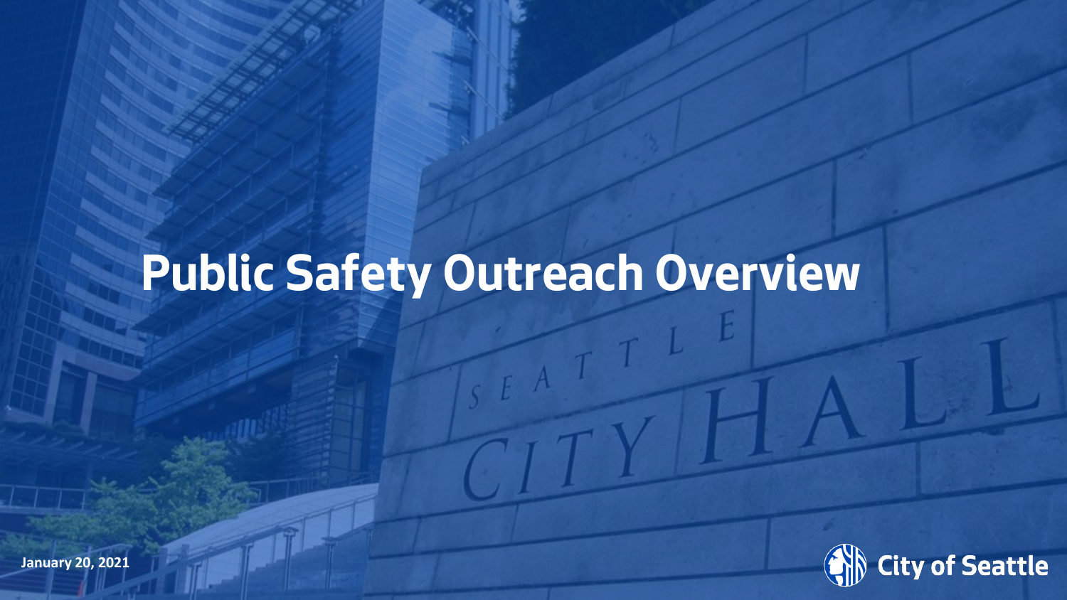# Public Safety Outreach Overview

January 20, 2021

City of Seattle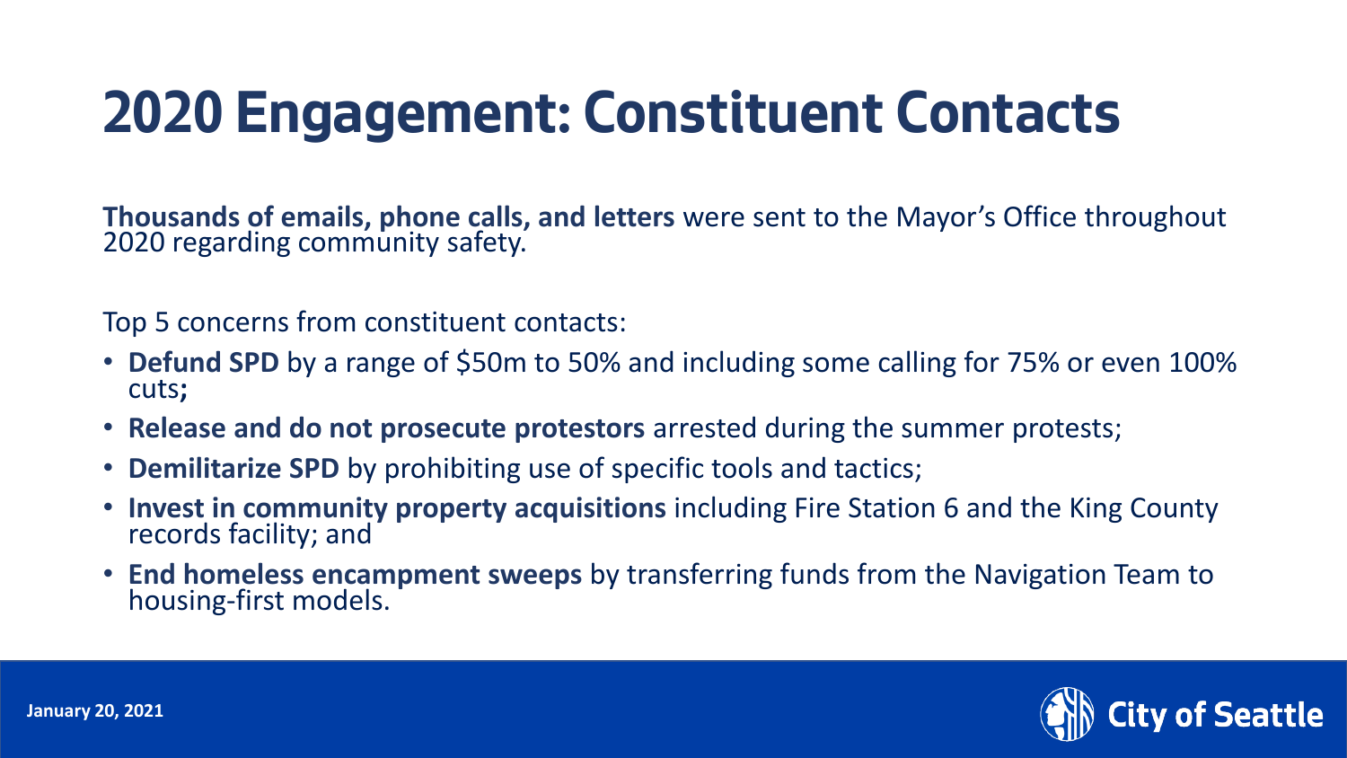# 2020 Engagement: Constituent Contacts

**Thousands of emails, phone calls, and letters** were sent to the Mayor's Office throughout 2020 regarding community safety.

Top 5 concerns from constituent contacts:

- **Defund SPD** by a range of $50m to 50% and including some calling for 75% or even 100% cuts**;**
- **Release and do not prosecute protestors** arrested during the summer protests;
- **Demilitarize SPD** by prohibiting use of specific tools and tactics;
- **Invest in community property acquisitions** including Fire Station 6 and the King County records facility; and
- **End homeless encampment sweeps** by transferring funds from the Navigation Team to housing-first models.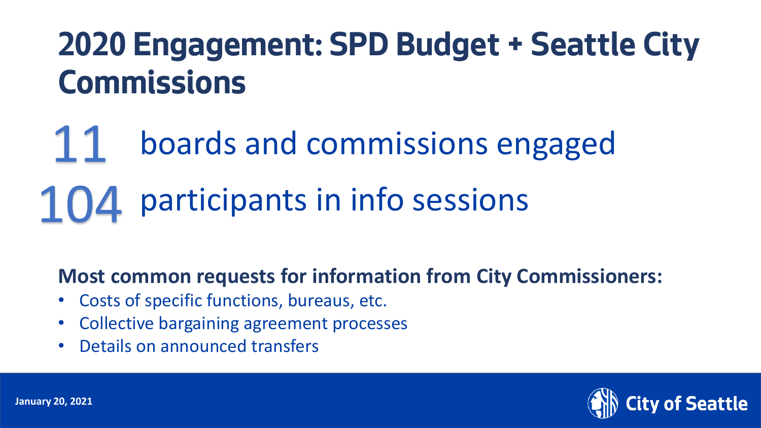# 2020 Engagement: SPD Budget + Seattle City Commissions

**11** boards and commissions engaged

**104** participants in info sessions

**Most common requests for information from City Commissioners:**

- Costs of specific functions, bureaus, etc.
- Collective bargaining agreement processes
- Details on announced transfers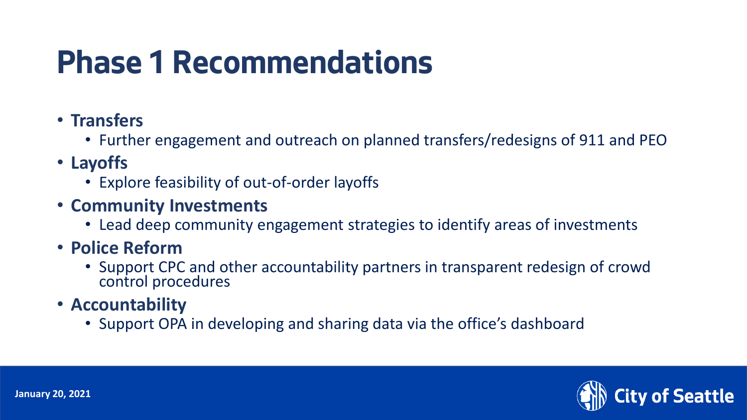# Phase 1 Recommendations

- **Transfers**
  - Further engagement and outreach on planned transfers/redesigns of 911 and PEO
- **Layoffs**
  - Explore feasibility of out-of-order layoffs
- **Community Investments**
  - Lead deep community engagement strategies to identify areas of investments
- **Police Reform**
  - Support CPC and other accountability partners in transparent redesign of crowd control procedures
- **Accountability**
  - Support OPA in developing and sharing data via the office's dashboard

January 20, 2021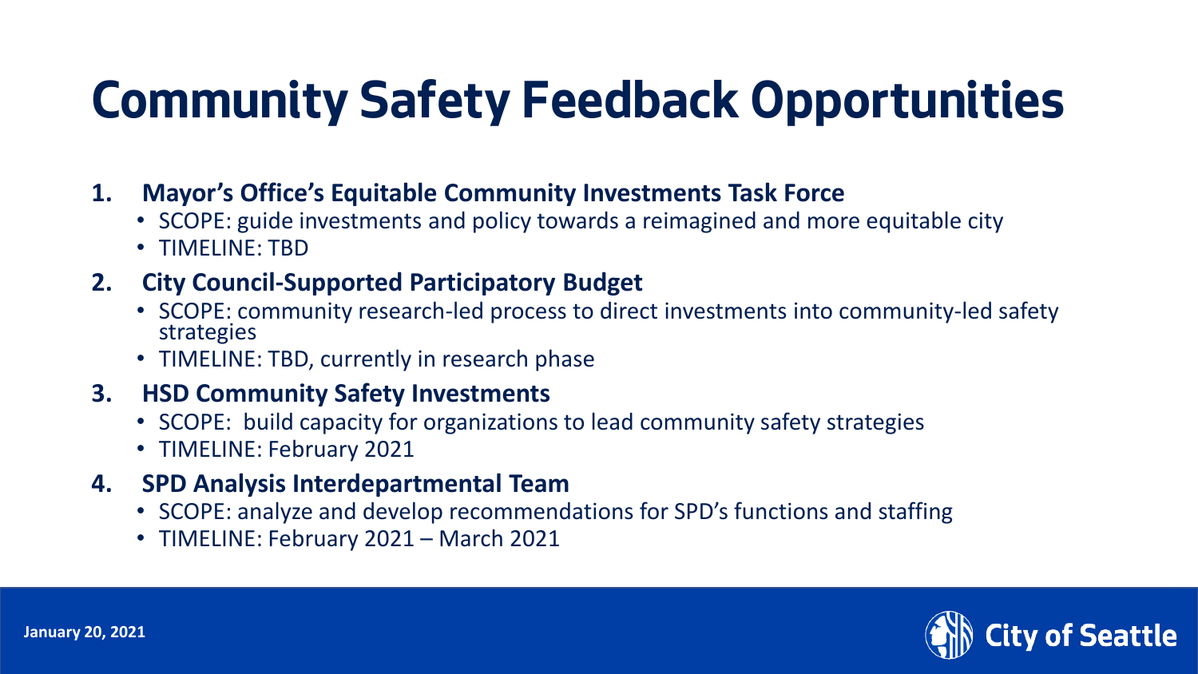# Community Safety Feedback Opportunities

1. **Mayor's Office's Equitable Community Investments Task Force**
   - SCOPE: guide investments and policy towards a reimagined and more equitable city
   - TIMELINE: TBD
2. **City Council-Supported Participatory Budget**
   - SCOPE: community research-led process to direct investments into community-led safety strategies
   - TIMELINE: TBD, currently in research phase
3. **HSD Community Safety Investments**
   - SCOPE: build capacity for organizations to lead community safety strategies
   - TIMELINE: February 2021
4. **SPD Analysis Interdepartmental Team**
   - SCOPE: analyze and develop recommendations for SPD's functions and staffing
   - TIMELINE: February 2021 – March 2021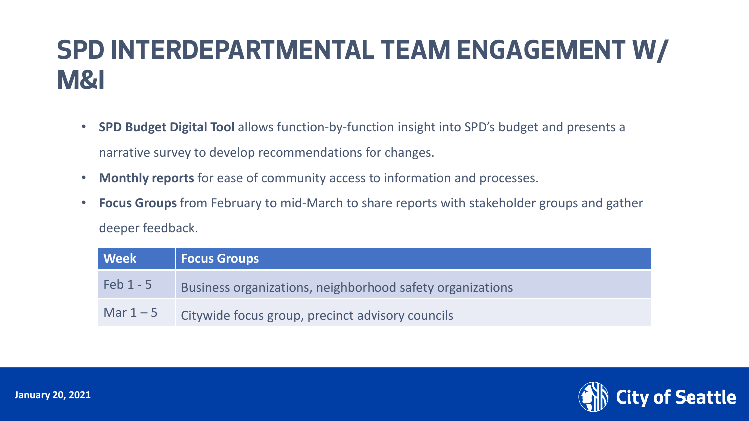# SPD INTERDEPARTMENTAL TEAM ENGAGEMENT W/ M&I

- **SPD Budget Digital Tool** allows function-by-function insight into SPD's budget and presents a narrative survey to develop recommendations for changes.
- **Monthly reports** for ease of community access to information and processes.
- **Focus Groups** from February to mid-March to share reports with stakeholder groups and gather deeper feedback.

| Week | Focus Groups |
|---|---|
| Feb 1 - 5 | Business organizations, neighborhood safety organizations |
| Mar 1 – 5 | Citywide focus group, precinct advisory councils |

January 20, 2021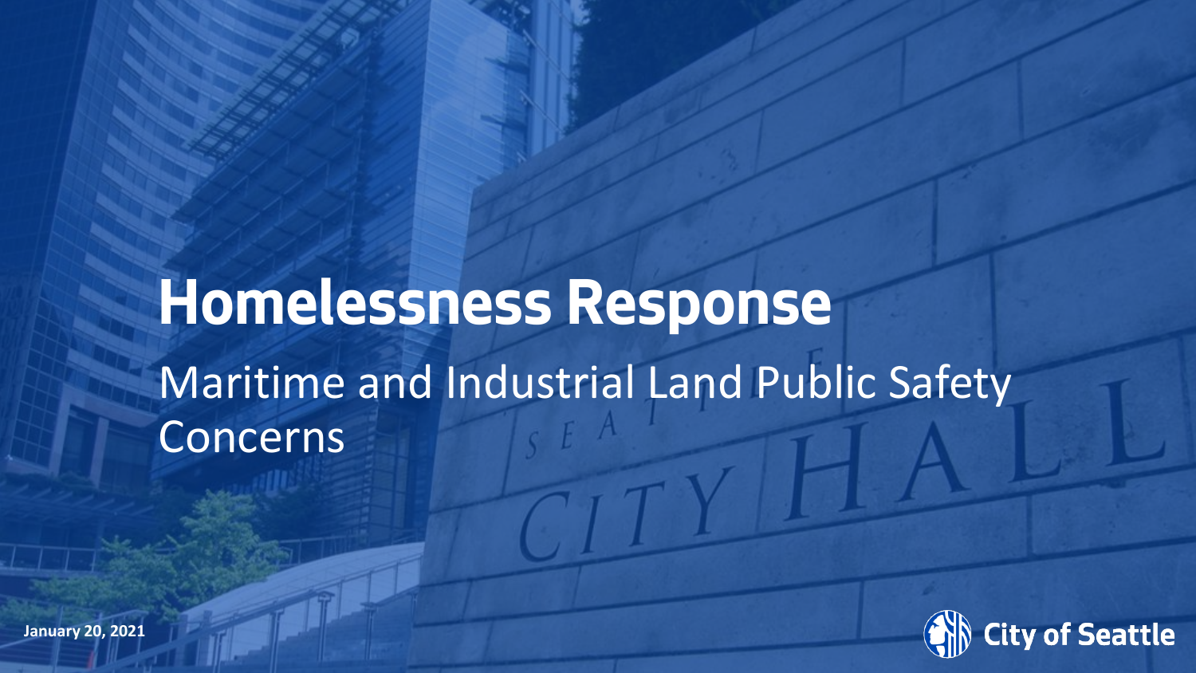# Homelessness Response

## Maritime and Industrial Land Public Safety Concerns

**January 20, 2021**

City of Seattle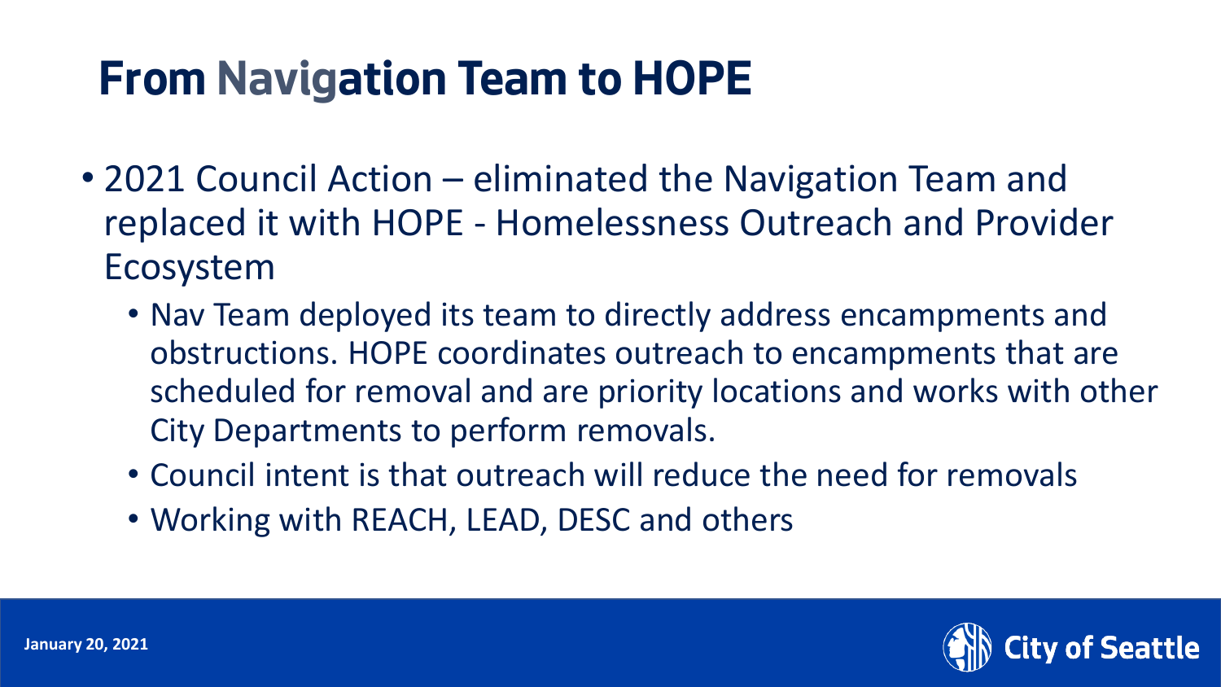# From Navigation Team to HOPE

- 2021 Council Action – eliminated the Navigation Team and replaced it with HOPE - Homelessness Outreach and Provider Ecosystem
  - Nav Team deployed its team to directly address encampments and obstructions. HOPE coordinates outreach to encampments that are scheduled for removal and are priority locations and works with other City Departments to perform removals.
  - Council intent is that outreach will reduce the need for removals
  - Working with REACH, LEAD, DESC and others

January 20, 2021

City of Seattle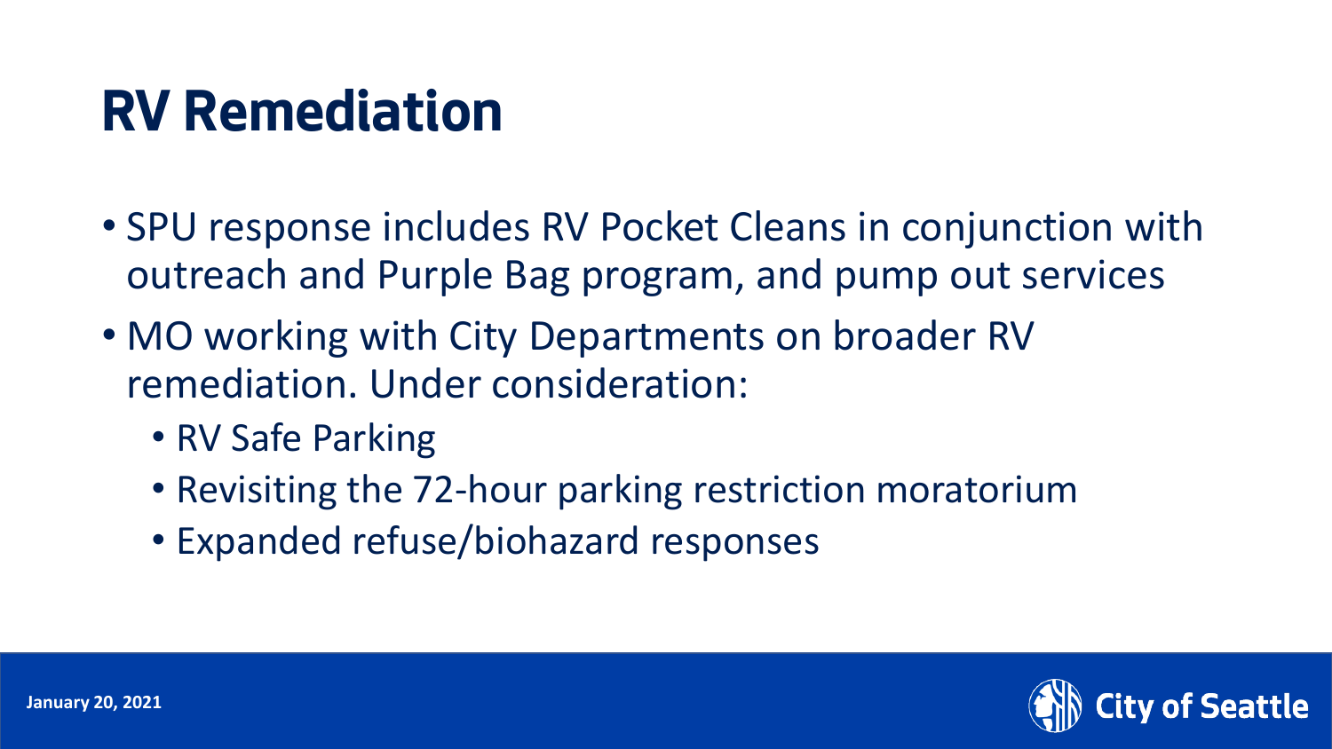# RV Remediation

- SPU response includes RV Pocket Cleans in conjunction with outreach and Purple Bag program, and pump out services
- MO working with City Departments on broader RV remediation. Under consideration:
  - RV Safe Parking
  - Revisiting the 72-hour parking restriction moratorium
  - Expanded refuse/biohazard responses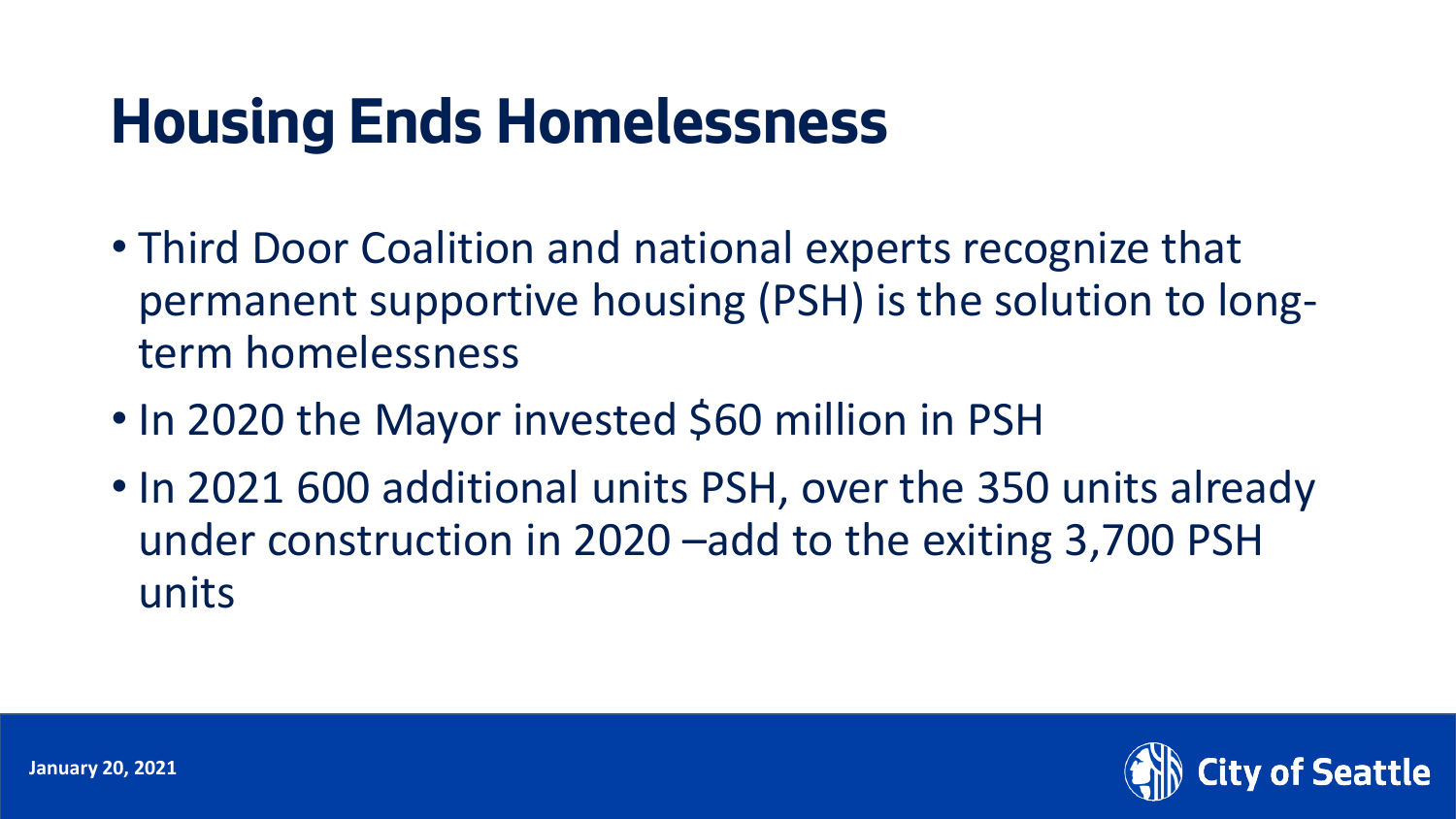# Housing Ends Homelessness

- Third Door Coalition and national experts recognize that permanent supportive housing (PSH) is the solution to long-term homelessness
- In 2020 the Mayor invested $60 million in PSH
- In 2021 600 additional units PSH, over the 350 units already under construction in 2020 –add to the exiting 3,700 PSH units

January 20, 2021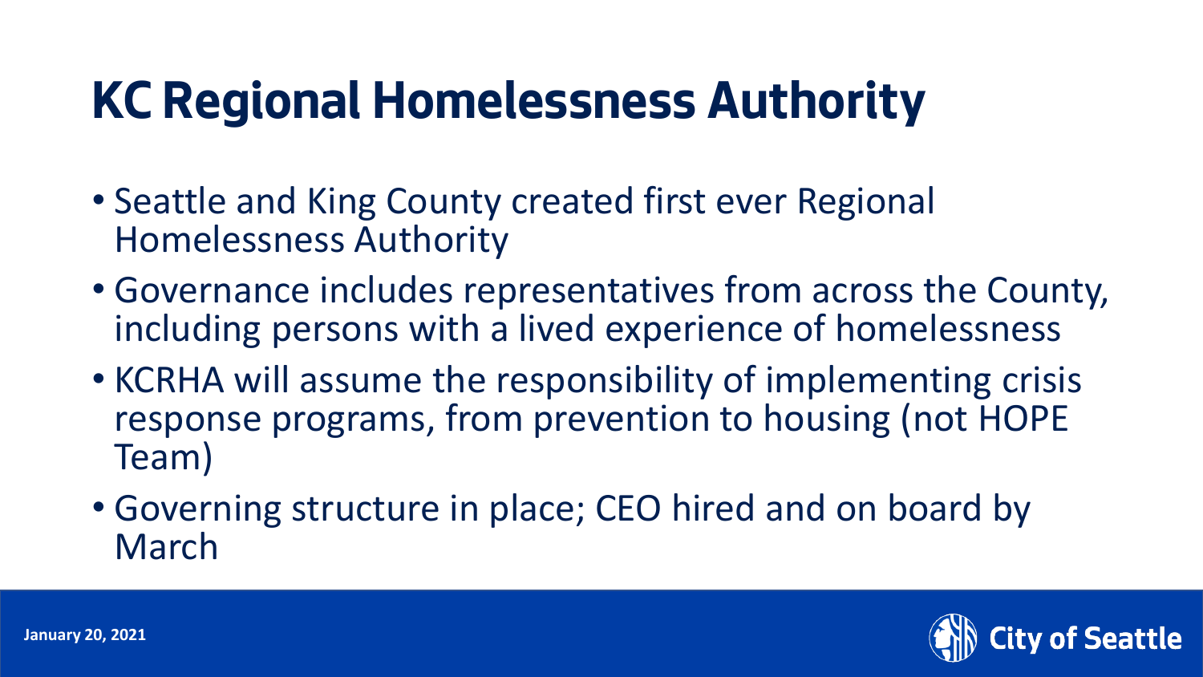# KC Regional Homelessness Authority

- Seattle and King County created first ever Regional Homelessness Authority
- Governance includes representatives from across the County, including persons with a lived experience of homelessness
- KCRHA will assume the responsibility of implementing crisis response programs, from prevention to housing (not HOPE Team)
- Governing structure in place; CEO hired and on board by March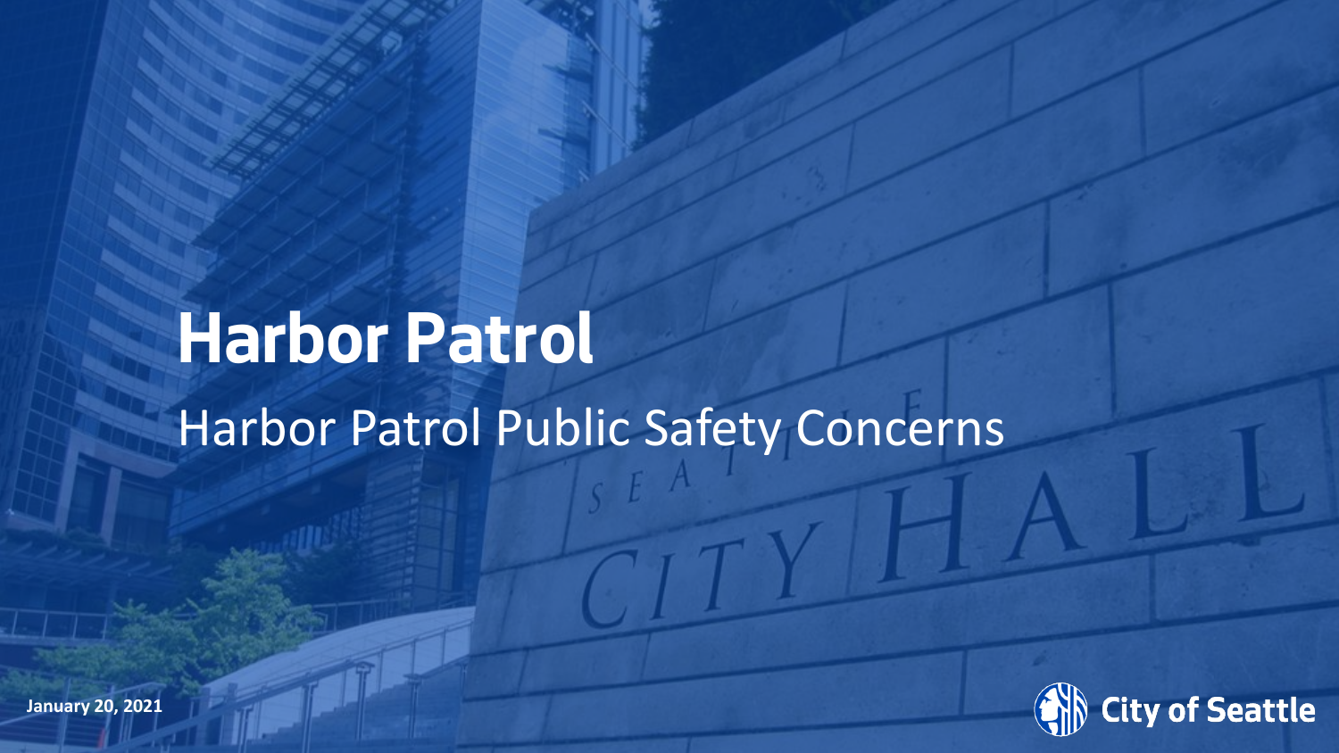# Harbor Patrol

## Harbor Patrol Public Safety Concerns

January 20, 2021

City of Seattle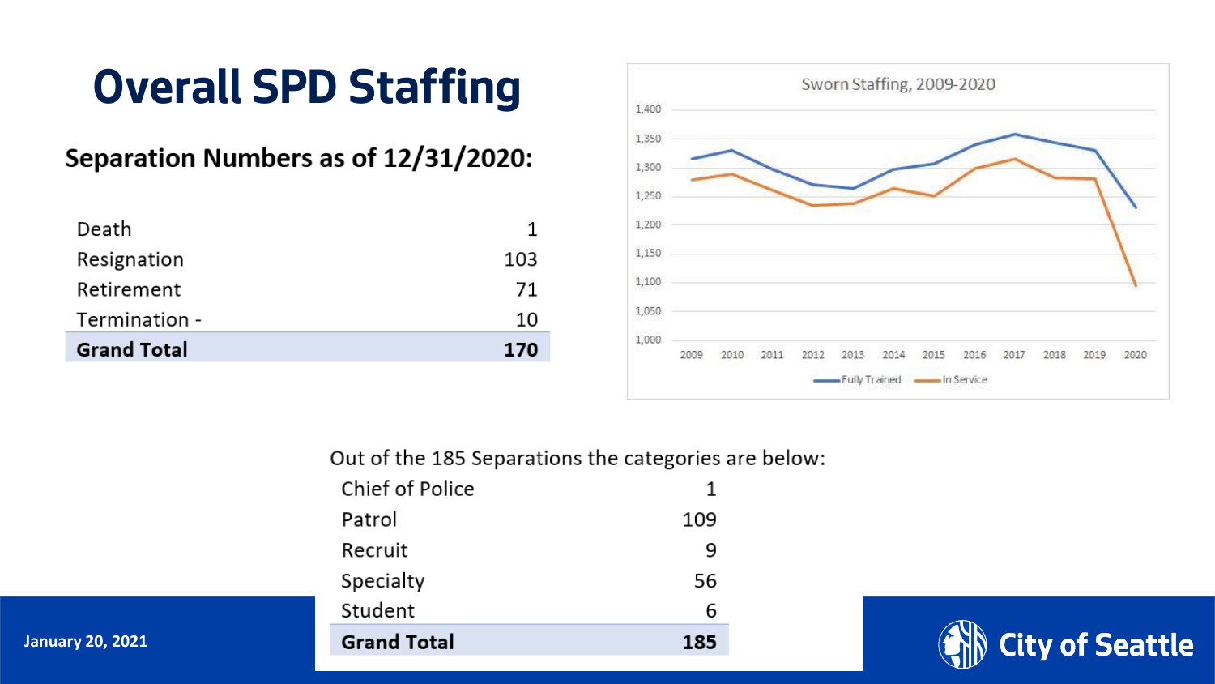# Overall SPD Staffing

### Separation Numbers as of 12/31/2020:

| | |
|---|---|
| Death | 1 |
| Resignation | 103 |
| Retirement | 71 |
| Termination - | 10 |
| **Grand Total** | **170** |

Sworn Staffing, 2009-2020

Out of the 185 Separations the categories are below:

| | |
|---|---|
| Chief of Police | 1 |
| Patrol | 109 |
| Recruit | 9 |
| Specialty | 56 |
| Student | 6 |
| **Grand Total** | **185** |

January 20, 2021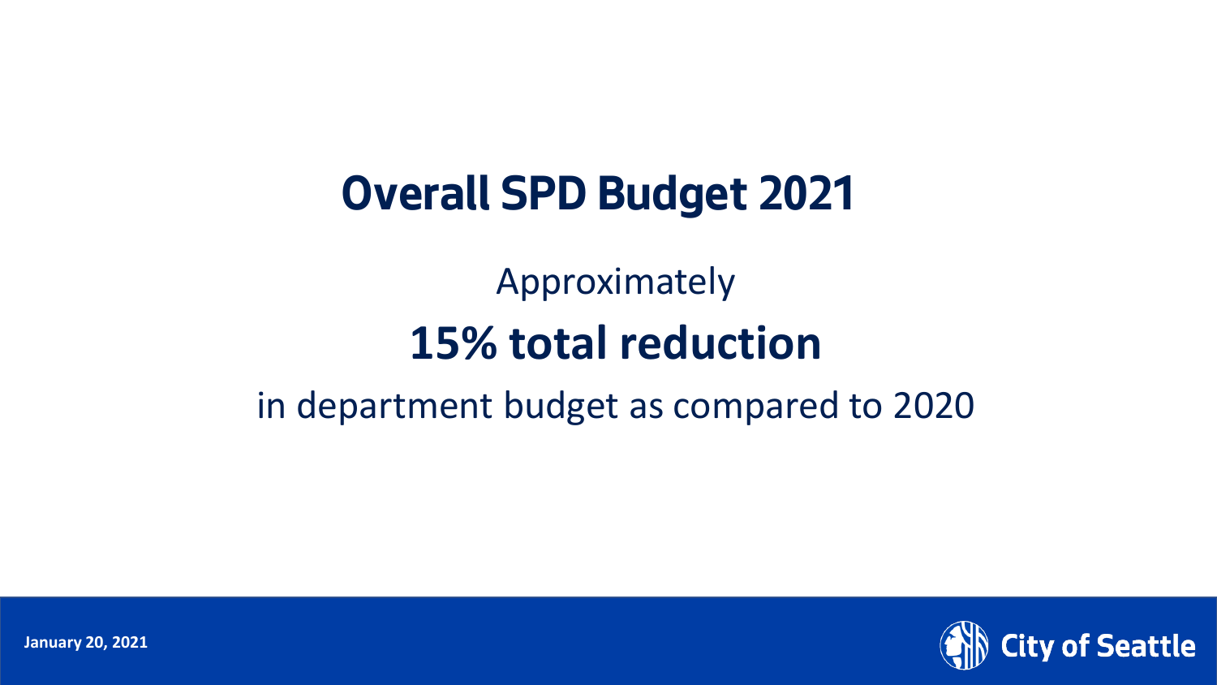# Overall SPD Budget 2021

Approximately

**15% total reduction**

in department budget as compared to 2020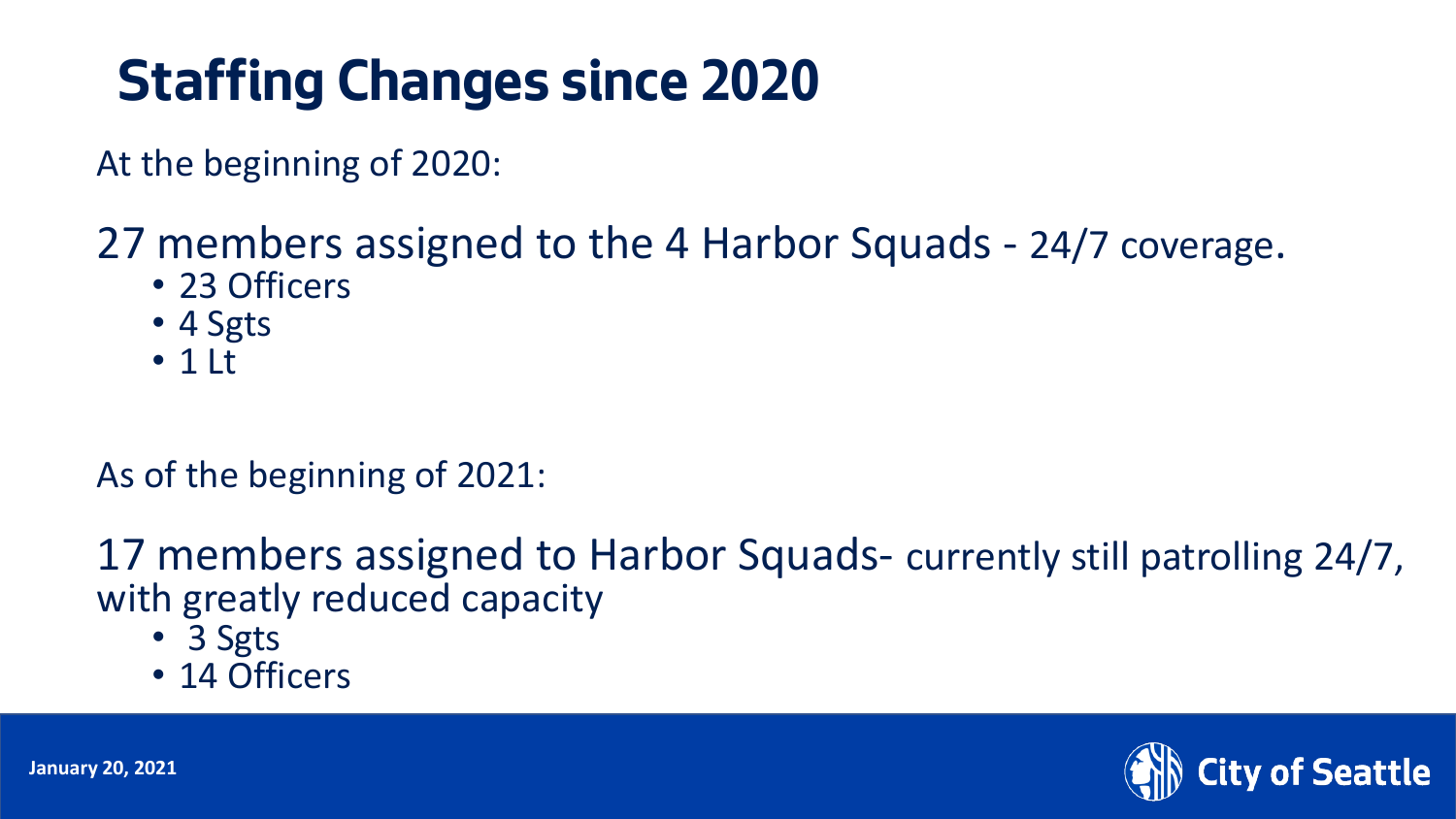# Staffing Changes since 2020

At the beginning of 2020:

27 members assigned to the 4 Harbor Squads - 24/7 coverage.

- 23 Officers
- 4 Sgts
- 1 Lt

As of the beginning of 2021:

17 members assigned to Harbor Squads- currently still patrolling 24/7, with greatly reduced capacity

- 3 Sgts
- 14 Officers

January 20, 2021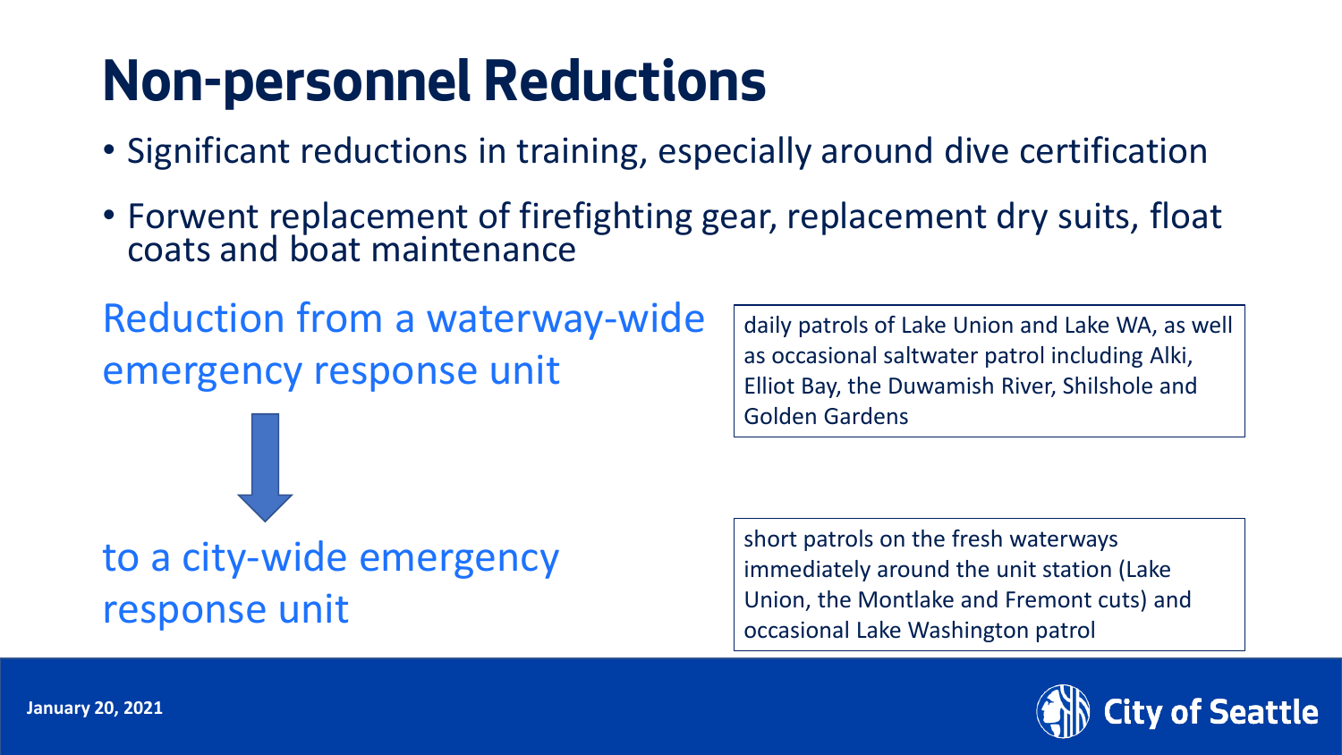# Non-personnel Reductions

- Significant reductions in training, especially around dive certification
- Forwent replacement of firefighting gear, replacement dry suits, float coats and boat maintenance

Reduction from a waterway-wide emergency response unit

daily patrols of Lake Union and Lake WA, as well as occasional saltwater patrol including Alki, Elliot Bay, the Duwamish River, Shilshole and Golden Gardens

to a city-wide emergency response unit

short patrols on the fresh waterways immediately around the unit station (Lake Union, the Montlake and Fremont cuts) and occasional Lake Washington patrol

January 20, 2021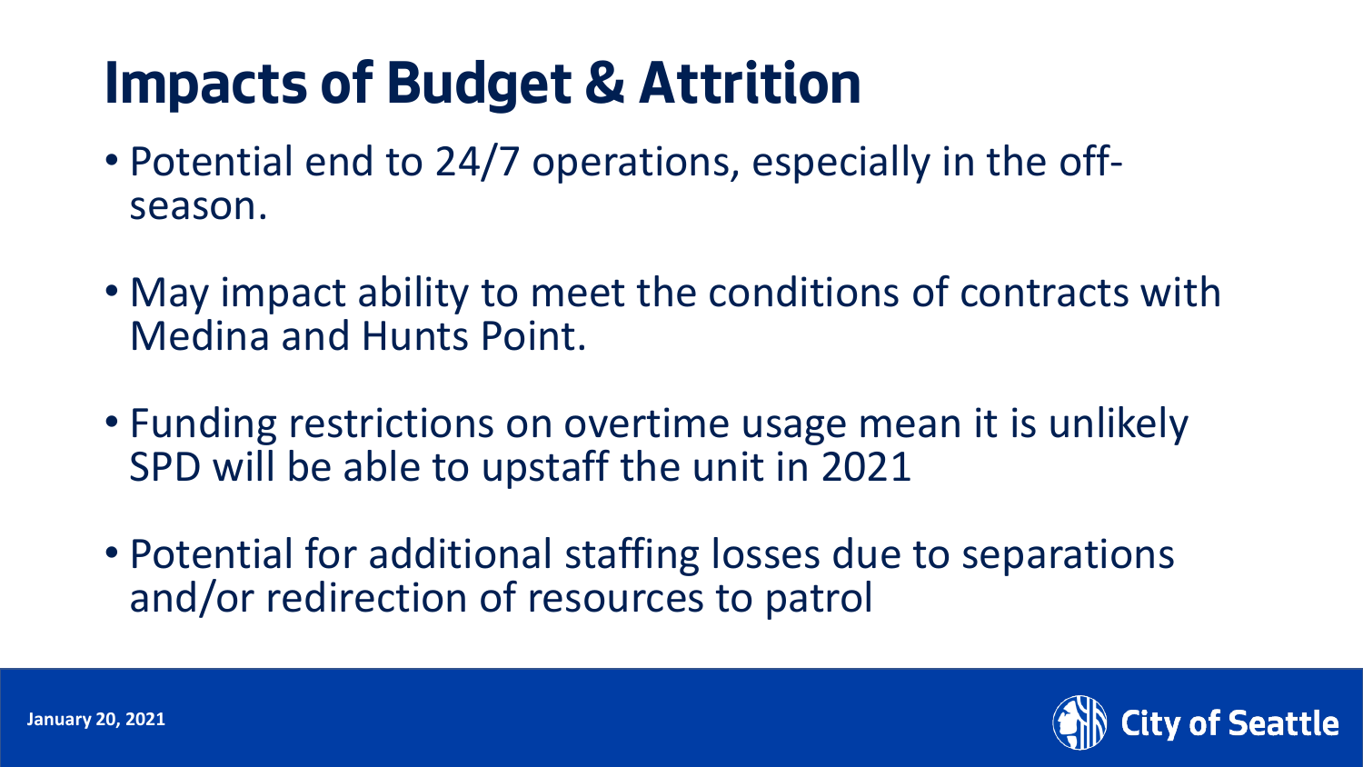# Impacts of Budget & Attrition

- Potential end to 24/7 operations, especially in the off-season.
- May impact ability to meet the conditions of contracts with Medina and Hunts Point.
- Funding restrictions on overtime usage mean it is unlikely SPD will be able to upstaff the unit in 2021
- Potential for additional staffing losses due to separations and/or redirection of resources to patrol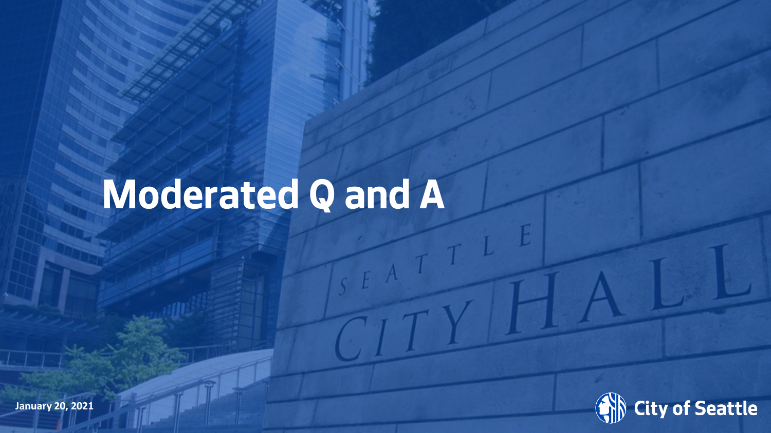# Moderated Q and A

January 20, 2021

City of Seattle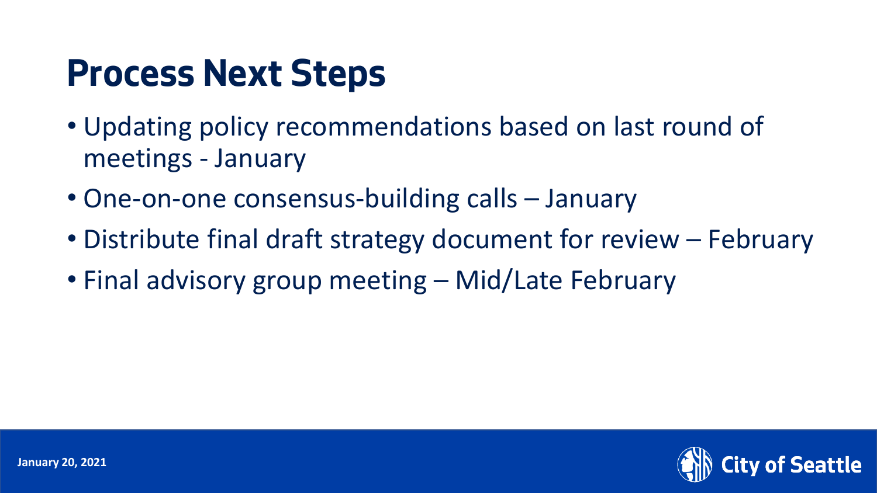# Process Next Steps

- Updating policy recommendations based on last round of meetings - January
- One-on-one consensus-building calls – January
- Distribute final draft strategy document for review – February
- Final advisory group meeting – Mid/Late February